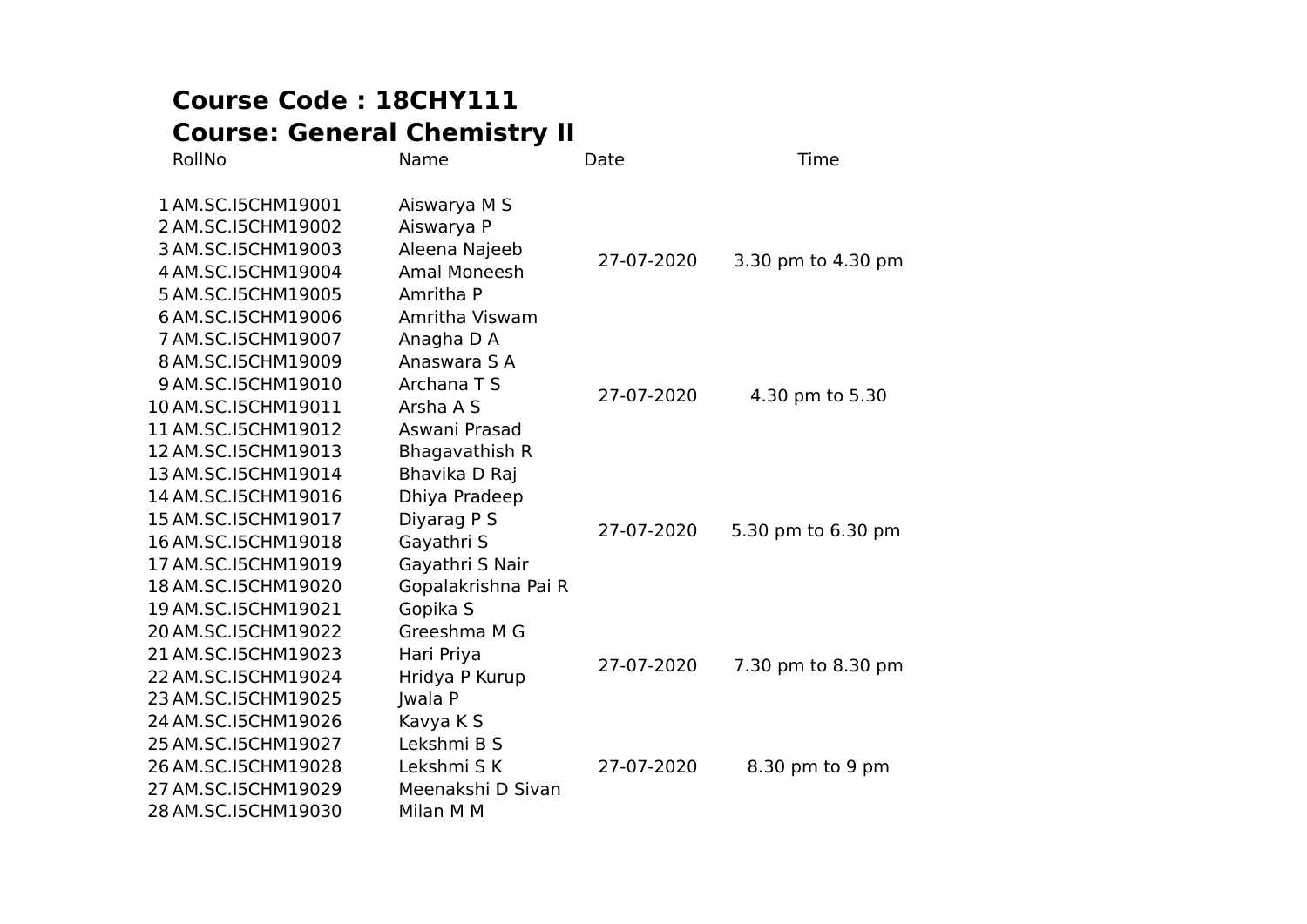**Course Code : 18CHY111**

**Course: General Chemistry II**

| | RollNo | Name | Date | Time |
|---|---|---|---|---|
| 1 | AM.SC.I5CHM19001 | Aiswarya M S | 27-07-2020 | 3.30 pm to 4.30 pm |
| 2 | AM.SC.I5CHM19002 | Aiswarya P | | |
| 3 | AM.SC.I5CHM19003 | Aleena Najeeb | | |
| 4 | AM.SC.I5CHM19004 | Amal Moneesh | | |
| 5 | AM.SC.I5CHM19005 | Amritha P | | |
| 6 | AM.SC.I5CHM19006 | Amritha Viswam | | |
| 7 | AM.SC.I5CHM19007 | Anagha D A | 27-07-2020 | 4.30 pm to 5.30 |
| 8 | AM.SC.I5CHM19009 | Anaswara S A | | |
| 9 | AM.SC.I5CHM19010 | Archana T S | | |
| 10 | AM.SC.I5CHM19011 | Arsha A S | | |
| 11 | AM.SC.I5CHM19012 | Aswani Prasad | | |
| 12 | AM.SC.I5CHM19013 | Bhagavathish R | | |
| 13 | AM.SC.I5CHM19014 | Bhavika D Raj | 27-07-2020 | 5.30 pm to 6.30 pm |
| 14 | AM.SC.I5CHM19016 | Dhiya Pradeep | | |
| 15 | AM.SC.I5CHM19017 | Diyarag P S | | |
| 16 | AM.SC.I5CHM19018 | Gayathri S | | |
| 17 | AM.SC.I5CHM19019 | Gayathri S Nair | | |
| 18 | AM.SC.I5CHM19020 | Gopalakrishna Pai R | | |
| 19 | AM.SC.I5CHM19021 | Gopika S | 27-07-2020 | 7.30 pm to 8.30 pm |
| 20 | AM.SC.I5CHM19022 | Greeshma M G | | |
| 21 | AM.SC.I5CHM19023 | Hari Priya | | |
| 22 | AM.SC.I5CHM19024 | Hridya P Kurup | | |
| 23 | AM.SC.I5CHM19025 | Jwala P | | |
| 24 | AM.SC.I5CHM19026 | Kavya K S | 27-07-2020 | 8.30 pm to 9 pm |
| 25 | AM.SC.I5CHM19027 | Lekshmi B S | | |
| 26 | AM.SC.I5CHM19028 | Lekshmi S K | | |
| 27 | AM.SC.I5CHM19029 | Meenakshi D Sivan | | |
| 28 | AM.SC.I5CHM19030 | Milan M M | | |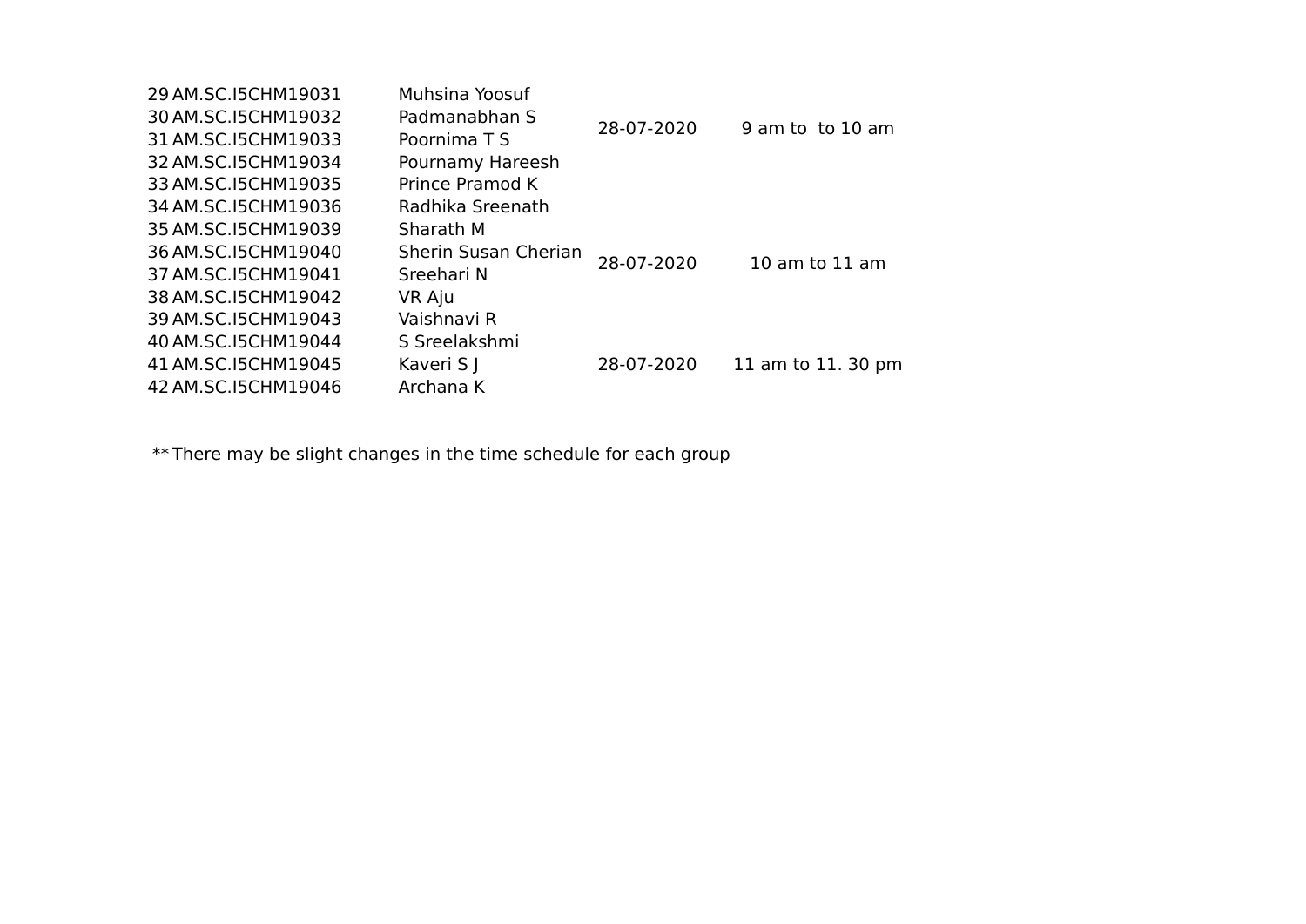| | | | | |
|---|---|---|---|---|
| 29 | AM.SC.I5CHM19031 | Muhsina Yoosuf | 28-07-2020 | 9 am to  to 10 am |
| 30 | AM.SC.I5CHM19032 | Padmanabhan S | | |
| 31 | AM.SC.I5CHM19033 | Poornima T S | | |
| 32 | AM.SC.I5CHM19034 | Pournamy Hareesh | | |
| 33 | AM.SC.I5CHM19035 | Prince Pramod K | | |
| 34 | AM.SC.I5CHM19036 | Radhika Sreenath | 28-07-2020 | 10 am to 11 am |
| 35 | AM.SC.I5CHM19039 | Sharath M | | |
| 36 | AM.SC.I5CHM19040 | Sherin Susan Cherian | | |
| 37 | AM.SC.I5CHM19041 | Sreehari N | | |
| 38 | AM.SC.I5CHM19042 | VR Aju | | |
| 39 | AM.SC.I5CHM19043 | Vaishnavi R | 28-07-2020 | 11 am to 11. 30 pm |
| 40 | AM.SC.I5CHM19044 | S Sreelakshmi | | |
| 41 | AM.SC.I5CHM19045 | Kaveri S J | | |
| 42 | AM.SC.I5CHM19046 | Archana K | | |

** There may be slight changes in the time schedule for each group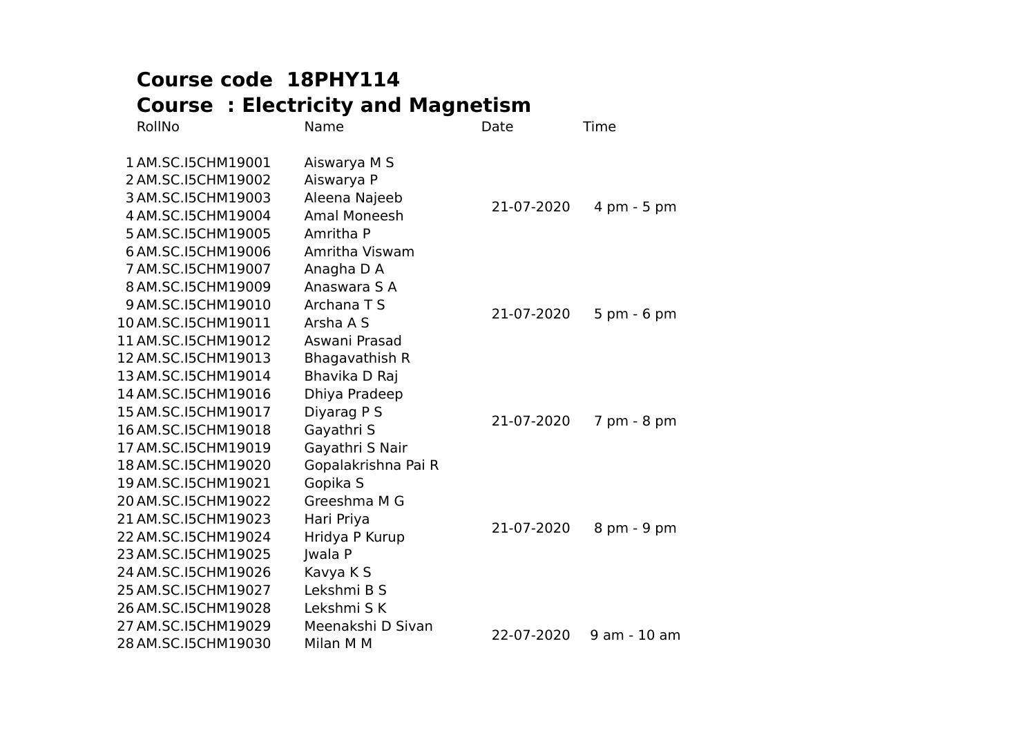## Course code 18PHY114

## Course : Electricity and Magnetism

| | RollNo | Name | Date | Time |
|---|---|---|---|---|
| 1 | AM.SC.I5CHM19001 | Aiswarya M S | 21-07-2020 | 4 pm - 5 pm |
| 2 | AM.SC.I5CHM19002 | Aiswarya P | | |
| 3 | AM.SC.I5CHM19003 | Aleena Najeeb | | |
| 4 | AM.SC.I5CHM19004 | Amal Moneesh | | |
| 5 | AM.SC.I5CHM19005 | Amritha P | | |
| 6 | AM.SC.I5CHM19006 | Amritha Viswam | | |
| 7 | AM.SC.I5CHM19007 | Anagha D A | 21-07-2020 | 5 pm - 6 pm |
| 8 | AM.SC.I5CHM19009 | Anaswara S A | | |
| 9 | AM.SC.I5CHM19010 | Archana T S | | |
| 10 | AM.SC.I5CHM19011 | Arsha A S | | |
| 11 | AM.SC.I5CHM19012 | Aswani Prasad | | |
| 12 | AM.SC.I5CHM19013 | Bhagavathish R | | |
| 13 | AM.SC.I5CHM19014 | Bhavika D Raj | 21-07-2020 | 7 pm - 8 pm |
| 14 | AM.SC.I5CHM19016 | Dhiya Pradeep | | |
| 15 | AM.SC.I5CHM19017 | Diyarag P S | | |
| 16 | AM.SC.I5CHM19018 | Gayathri S | | |
| 17 | AM.SC.I5CHM19019 | Gayathri S Nair | | |
| 18 | AM.SC.I5CHM19020 | Gopalakrishna Pai R | | |
| 19 | AM.SC.I5CHM19021 | Gopika S | 21-07-2020 | 8 pm - 9 pm |
| 20 | AM.SC.I5CHM19022 | Greeshma M G | | |
| 21 | AM.SC.I5CHM19023 | Hari Priya | | |
| 22 | AM.SC.I5CHM19024 | Hridya P Kurup | | |
| 23 | AM.SC.I5CHM19025 | Jwala P | | |
| 24 | AM.SC.I5CHM19026 | Kavya K S | | |
| 25 | AM.SC.I5CHM19027 | Lekshmi B S | 22-07-2020 | 9 am - 10 am |
| 26 | AM.SC.I5CHM19028 | Lekshmi S K | | |
| 27 | AM.SC.I5CHM19029 | Meenakshi D Sivan | | |
| 28 | AM.SC.I5CHM19030 | Milan M M | | |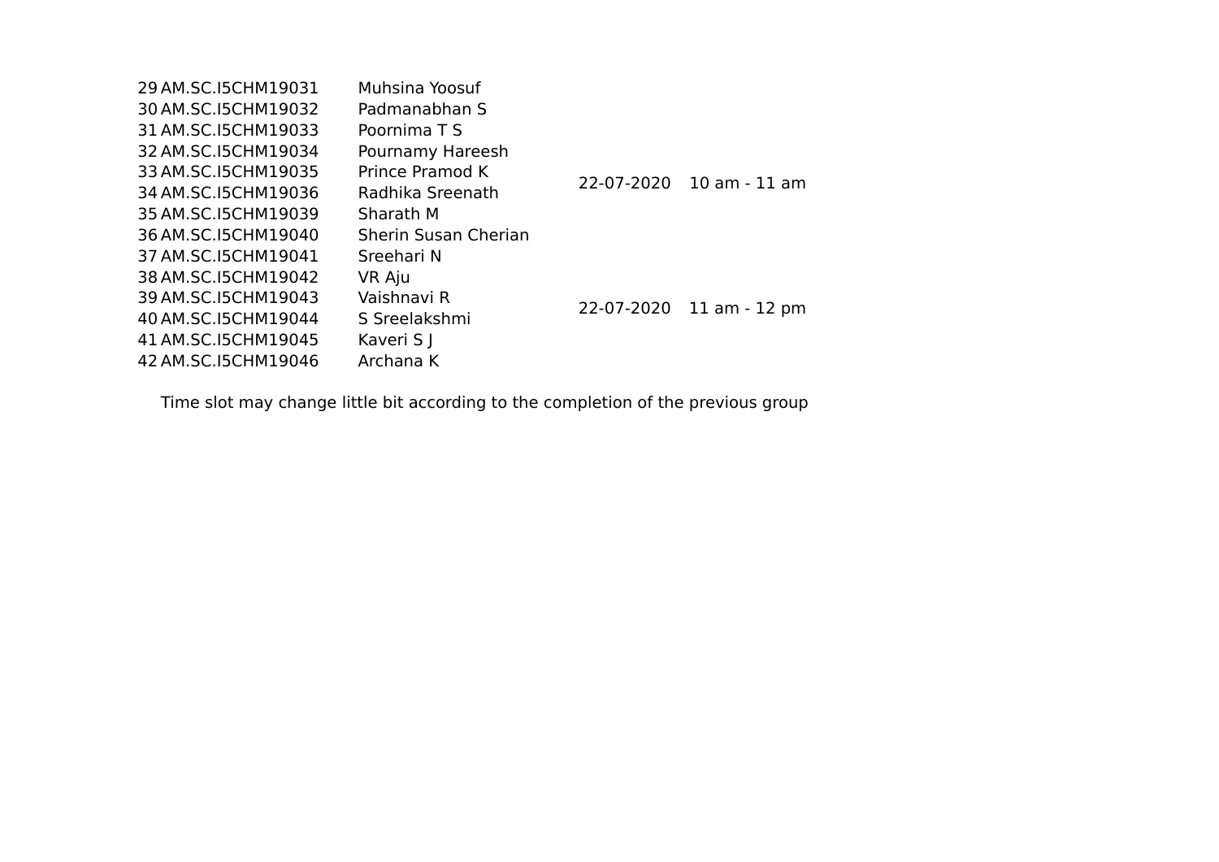| | | | | |
|---|---|---|---|---|
| 29 | AM.SC.I5CHM19031 | Muhsina Yoosuf | 22-07-2020 | 10 am - 11 am |
| 30 | AM.SC.I5CHM19032 | Padmanabhan S | | |
| 31 | AM.SC.I5CHM19033 | Poornima T S | | |
| 32 | AM.SC.I5CHM19034 | Pournamy Hareesh | | |
| 33 | AM.SC.I5CHM19035 | Prince Pramod K | | |
| 34 | AM.SC.I5CHM19036 | Radhika Sreenath | | |
| 35 | AM.SC.I5CHM19039 | Sharath M | | |
| 36 | AM.SC.I5CHM19040 | Sherin Susan Cherian | 22-07-2020 | 11 am - 12 pm |
| 37 | AM.SC.I5CHM19041 | Sreehari N | | |
| 38 | AM.SC.I5CHM19042 | VR Aju | | |
| 39 | AM.SC.I5CHM19043 | Vaishnavi R | | |
| 40 | AM.SC.I5CHM19044 | S Sreelakshmi | | |
| 41 | AM.SC.I5CHM19045 | Kaveri S J | | |
| 42 | AM.SC.I5CHM19046 | Archana K | | |

Time slot may change little bit according to the completion of the previous group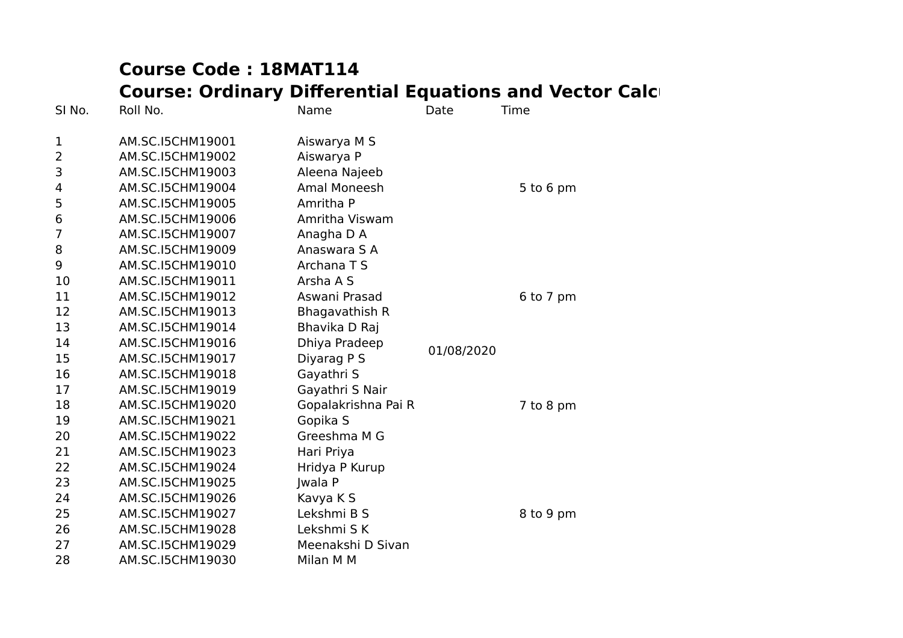**Course Code : 18MAT114**

**Course: Ordinary Differential Equations and Vector Calc**

| SI No. | Roll No. | Name | Date | Time |
|---|---|---|---|---|
| 1 | AM.SC.I5CHM19001 | Aiswarya M S | | |
| 2 | AM.SC.I5CHM19002 | Aiswarya P | | |
| 3 | AM.SC.I5CHM19003 | Aleena Najeeb | | |
| 4 | AM.SC.I5CHM19004 | Amal Moneesh | | 5 to 6 pm |
| 5 | AM.SC.I5CHM19005 | Amritha P | | |
| 6 | AM.SC.I5CHM19006 | Amritha Viswam | | |
| 7 | AM.SC.I5CHM19007 | Anagha D A | | |
| 8 | AM.SC.I5CHM19009 | Anaswara S A | | |
| 9 | AM.SC.I5CHM19010 | Archana T S | | |
| 10 | AM.SC.I5CHM19011 | Arsha A S | | |
| 11 | AM.SC.I5CHM19012 | Aswani Prasad | | 6 to 7 pm |
| 12 | AM.SC.I5CHM19013 | Bhagavathish R | | |
| 13 | AM.SC.I5CHM19014 | Bhavika D Raj | | |
| 14 | AM.SC.I5CHM19016 | Dhiya Pradeep | 01/08/2020 | |
| 15 | AM.SC.I5CHM19017 | Diyarag P S | | |
| 16 | AM.SC.I5CHM19018 | Gayathri S | | |
| 17 | AM.SC.I5CHM19019 | Gayathri S Nair | | |
| 18 | AM.SC.I5CHM19020 | Gopalakrishna Pai R | | 7 to 8 pm |
| 19 | AM.SC.I5CHM19021 | Gopika S | | |
| 20 | AM.SC.I5CHM19022 | Greeshma M G | | |
| 21 | AM.SC.I5CHM19023 | Hari Priya | | |
| 22 | AM.SC.I5CHM19024 | Hridya P Kurup | | |
| 23 | AM.SC.I5CHM19025 | Jwala P | | |
| 24 | AM.SC.I5CHM19026 | Kavya K S | | |
| 25 | AM.SC.I5CHM19027 | Lekshmi B S | | 8 to 9 pm |
| 26 | AM.SC.I5CHM19028 | Lekshmi S K | | |
| 27 | AM.SC.I5CHM19029 | Meenakshi D Sivan | | |
| 28 | AM.SC.I5CHM19030 | Milan M M | | |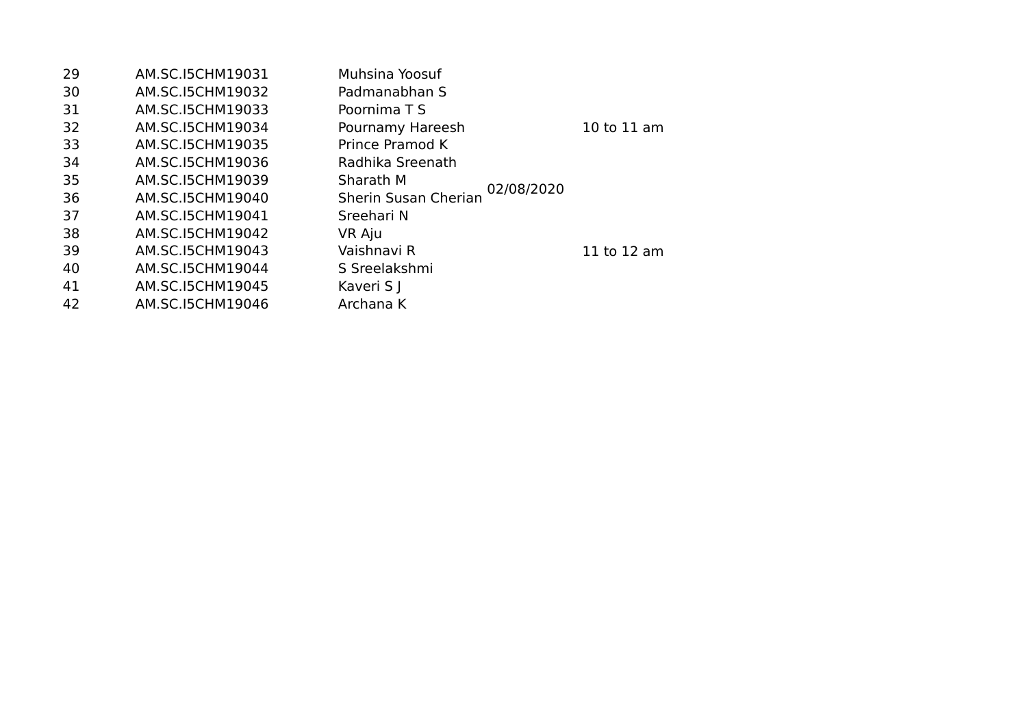| | | | | |
|---|---|---|---|---|
| 29 | AM.SC.I5CHM19031 | Muhsina Yoosuf | | |
| 30 | AM.SC.I5CHM19032 | Padmanabhan S | | |
| 31 | AM.SC.I5CHM19033 | Poornima T S | | |
| 32 | AM.SC.I5CHM19034 | Pournamy Hareesh | | 10 to 11 am |
| 33 | AM.SC.I5CHM19035 | Prince Pramod K | | |
| 34 | AM.SC.I5CHM19036 | Radhika Sreenath | | |
| 35 | AM.SC.I5CHM19039 | Sharath M | | |
| 36 | AM.SC.I5CHM19040 | Sherin Susan Cherian | 02/08/2020 | |
| 37 | AM.SC.I5CHM19041 | Sreehari N | | |
| 38 | AM.SC.I5CHM19042 | VR Aju | | |
| 39 | AM.SC.I5CHM19043 | Vaishnavi R | | 11 to 12 am |
| 40 | AM.SC.I5CHM19044 | S Sreelakshmi | | |
| 41 | AM.SC.I5CHM19045 | Kaveri S J | | |
| 42 | AM.SC.I5CHM19046 | Archana K | | |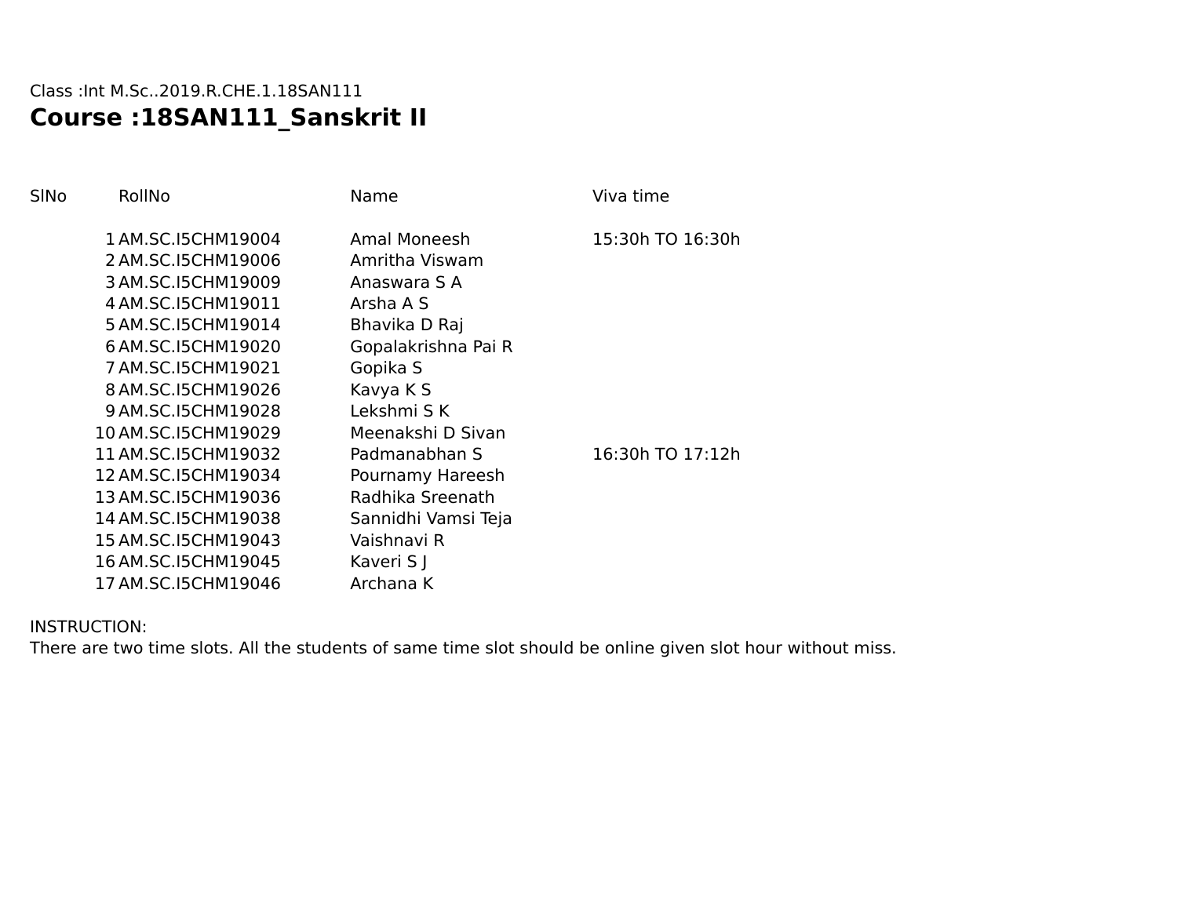Class :Int M.Sc..2019.R.CHE.1.18SAN111

# Course :18SAN111_Sanskrit II

| SlNo | RollNo | Name | Viva time |
|---|---|---|---|
| 1 | AM.SC.I5CHM19004 | Amal Moneesh | 15:30h TO 16:30h |
| 2 | AM.SC.I5CHM19006 | Amritha Viswam | |
| 3 | AM.SC.I5CHM19009 | Anaswara S A | |
| 4 | AM.SC.I5CHM19011 | Arsha A S | |
| 5 | AM.SC.I5CHM19014 | Bhavika D Raj | |
| 6 | AM.SC.I5CHM19020 | Gopalakrishna Pai R | |
| 7 | AM.SC.I5CHM19021 | Gopika S | |
| 8 | AM.SC.I5CHM19026 | Kavya K S | |
| 9 | AM.SC.I5CHM19028 | Lekshmi S K | |
| 10 | AM.SC.I5CHM19029 | Meenakshi D Sivan | |
| 11 | AM.SC.I5CHM19032 | Padmanabhan S | 16:30h TO 17:12h |
| 12 | AM.SC.I5CHM19034 | Pournamy Hareesh | |
| 13 | AM.SC.I5CHM19036 | Radhika Sreenath | |
| 14 | AM.SC.I5CHM19038 | Sannidhi Vamsi Teja | |
| 15 | AM.SC.I5CHM19043 | Vaishnavi R | |
| 16 | AM.SC.I5CHM19045 | Kaveri S J | |
| 17 | AM.SC.I5CHM19046 | Archana K | |

INSTRUCTION:
There are two time slots. All the students of same time slot should be online given slot hour without miss.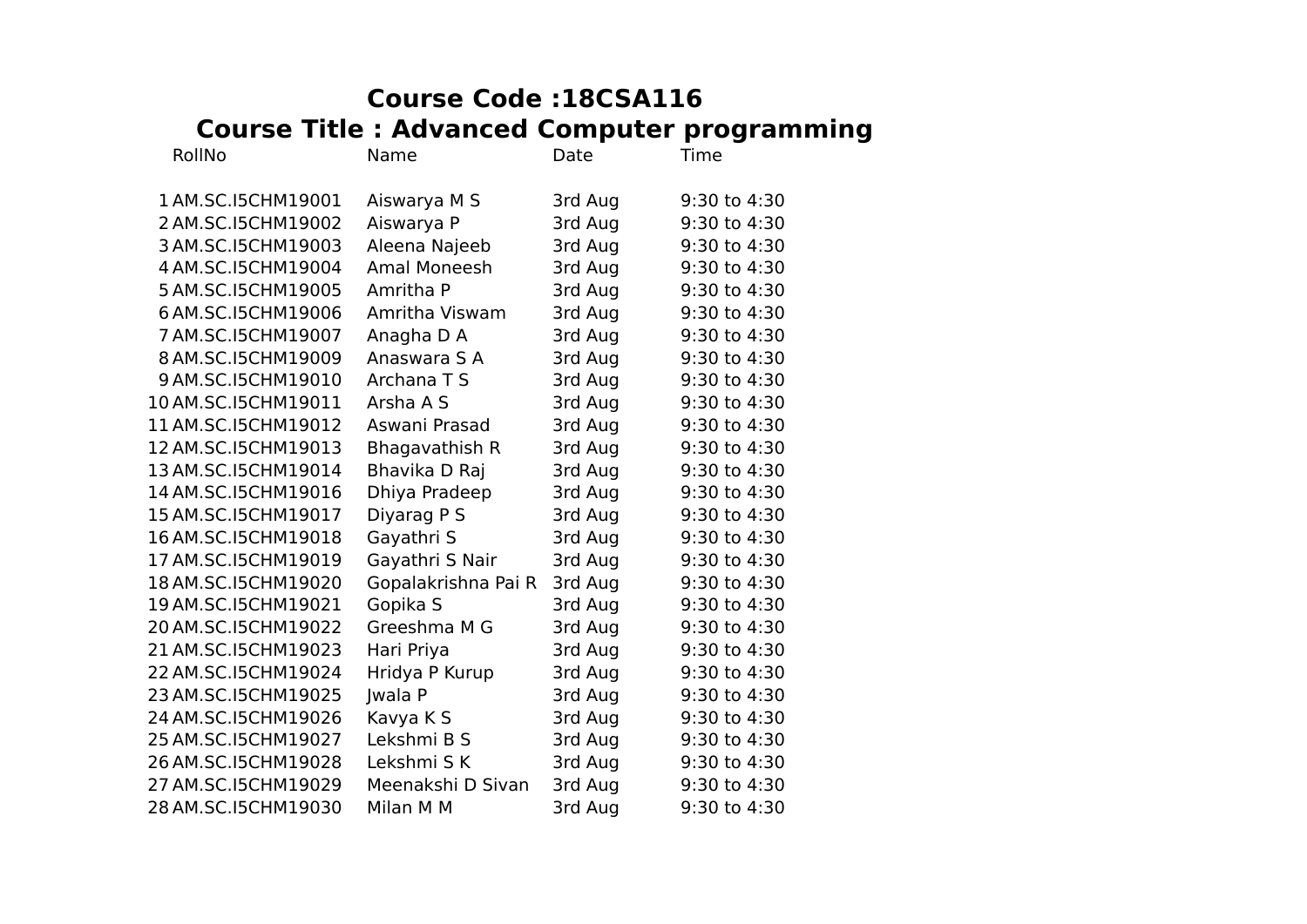## Course Code :18CSA116

## Course Title : Advanced Computer programming

| | RollNo | Name | Date | Time |
|---|---|---|---|---|
| 1 | AM.SC.I5CHM19001 | Aiswarya M S | 3rd Aug | 9:30 to 4:30 |
| 2 | AM.SC.I5CHM19002 | Aiswarya P | 3rd Aug | 9:30 to 4:30 |
| 3 | AM.SC.I5CHM19003 | Aleena Najeeb | 3rd Aug | 9:30 to 4:30 |
| 4 | AM.SC.I5CHM19004 | Amal Moneesh | 3rd Aug | 9:30 to 4:30 |
| 5 | AM.SC.I5CHM19005 | Amritha P | 3rd Aug | 9:30 to 4:30 |
| 6 | AM.SC.I5CHM19006 | Amritha Viswam | 3rd Aug | 9:30 to 4:30 |
| 7 | AM.SC.I5CHM19007 | Anagha D A | 3rd Aug | 9:30 to 4:30 |
| 8 | AM.SC.I5CHM19009 | Anaswara S A | 3rd Aug | 9:30 to 4:30 |
| 9 | AM.SC.I5CHM19010 | Archana T S | 3rd Aug | 9:30 to 4:30 |
| 10 | AM.SC.I5CHM19011 | Arsha A S | 3rd Aug | 9:30 to 4:30 |
| 11 | AM.SC.I5CHM19012 | Aswani Prasad | 3rd Aug | 9:30 to 4:30 |
| 12 | AM.SC.I5CHM19013 | Bhagavathish R | 3rd Aug | 9:30 to 4:30 |
| 13 | AM.SC.I5CHM19014 | Bhavika D Raj | 3rd Aug | 9:30 to 4:30 |
| 14 | AM.SC.I5CHM19016 | Dhiya Pradeep | 3rd Aug | 9:30 to 4:30 |
| 15 | AM.SC.I5CHM19017 | Diyarag P S | 3rd Aug | 9:30 to 4:30 |
| 16 | AM.SC.I5CHM19018 | Gayathri S | 3rd Aug | 9:30 to 4:30 |
| 17 | AM.SC.I5CHM19019 | Gayathri S Nair | 3rd Aug | 9:30 to 4:30 |
| 18 | AM.SC.I5CHM19020 | Gopalakrishna Pai R | 3rd Aug | 9:30 to 4:30 |
| 19 | AM.SC.I5CHM19021 | Gopika S | 3rd Aug | 9:30 to 4:30 |
| 20 | AM.SC.I5CHM19022 | Greeshma M G | 3rd Aug | 9:30 to 4:30 |
| 21 | AM.SC.I5CHM19023 | Hari Priya | 3rd Aug | 9:30 to 4:30 |
| 22 | AM.SC.I5CHM19024 | Hridya P Kurup | 3rd Aug | 9:30 to 4:30 |
| 23 | AM.SC.I5CHM19025 | Jwala P | 3rd Aug | 9:30 to 4:30 |
| 24 | AM.SC.I5CHM19026 | Kavya K S | 3rd Aug | 9:30 to 4:30 |
| 25 | AM.SC.I5CHM19027 | Lekshmi B S | 3rd Aug | 9:30 to 4:30 |
| 26 | AM.SC.I5CHM19028 | Lekshmi S K | 3rd Aug | 9:30 to 4:30 |
| 27 | AM.SC.I5CHM19029 | Meenakshi D Sivan | 3rd Aug | 9:30 to 4:30 |
| 28 | AM.SC.I5CHM19030 | Milan M M | 3rd Aug | 9:30 to 4:30 |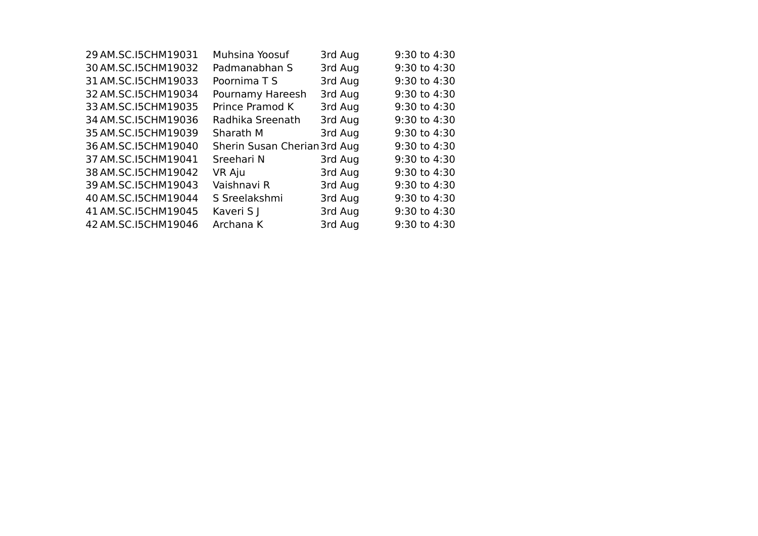| | | | | |
|---|---|---|---|---|
| 29 | AM.SC.I5CHM19031 | Muhsina Yoosuf | 3rd Aug | 9:30 to 4:30 |
| 30 | AM.SC.I5CHM19032 | Padmanabhan S | 3rd Aug | 9:30 to 4:30 |
| 31 | AM.SC.I5CHM19033 | Poornima T S | 3rd Aug | 9:30 to 4:30 |
| 32 | AM.SC.I5CHM19034 | Pournamy Hareesh | 3rd Aug | 9:30 to 4:30 |
| 33 | AM.SC.I5CHM19035 | Prince Pramod K | 3rd Aug | 9:30 to 4:30 |
| 34 | AM.SC.I5CHM19036 | Radhika Sreenath | 3rd Aug | 9:30 to 4:30 |
| 35 | AM.SC.I5CHM19039 | Sharath M | 3rd Aug | 9:30 to 4:30 |
| 36 | AM.SC.I5CHM19040 | Sherin Susan Cherian | 3rd Aug | 9:30 to 4:30 |
| 37 | AM.SC.I5CHM19041 | Sreehari N | 3rd Aug | 9:30 to 4:30 |
| 38 | AM.SC.I5CHM19042 | VR Aju | 3rd Aug | 9:30 to 4:30 |
| 39 | AM.SC.I5CHM19043 | Vaishnavi R | 3rd Aug | 9:30 to 4:30 |
| 40 | AM.SC.I5CHM19044 | S Sreelakshmi | 3rd Aug | 9:30 to 4:30 |
| 41 | AM.SC.I5CHM19045 | Kaveri S J | 3rd Aug | 9:30 to 4:30 |
| 42 | AM.SC.I5CHM19046 | Archana K | 3rd Aug | 9:30 to 4:30 |